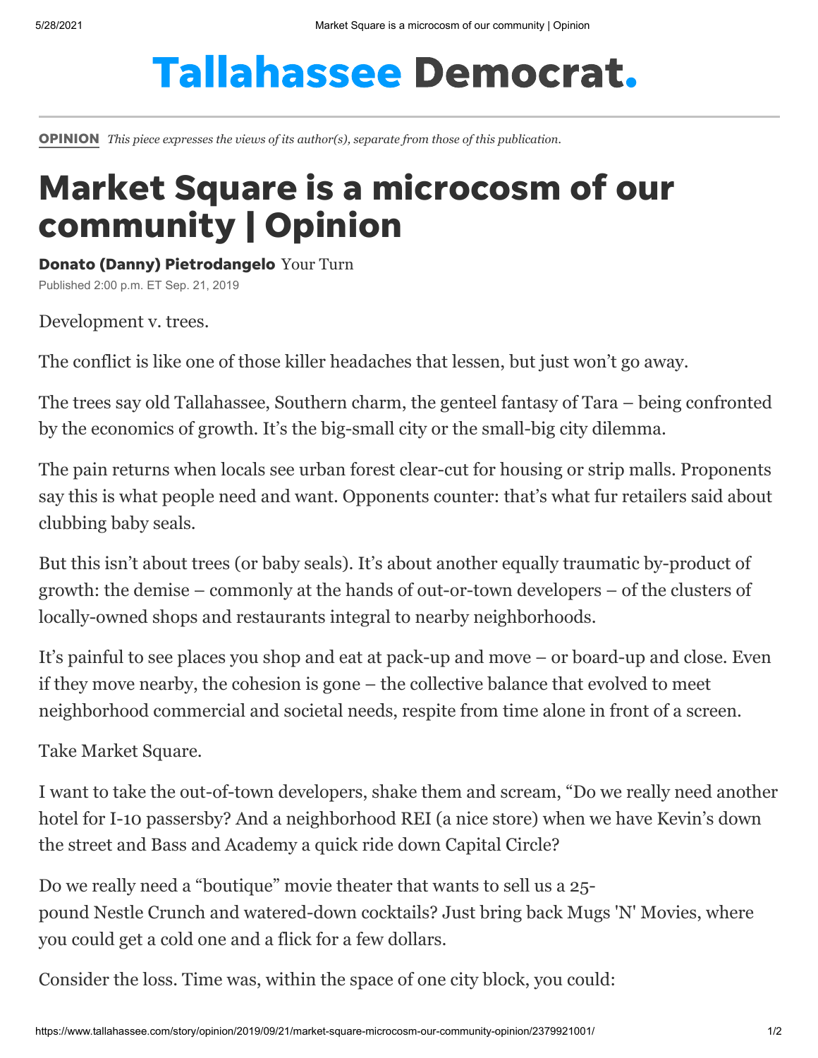Tallahassee Democrat.

**OPINION** *This piece expresses the views of its author(s), separate from those of this publication.*

# Market Square is a microcosm of our community | Opinion

**Donato (Danny) Pietrodangelo** Your Turn

Published 2:00 p.m. ET Sep. 21, 2019

Development v. trees.

The conflict is like one of those killer headaches that lessen, but just won't go away.

The trees say old Tallahassee, Southern charm, the genteel fantasy of Tara – being confronted by the economics of growth. It's the big-small city or the small-big city dilemma.

The pain returns when locals see urban forest clear-cut for housing or strip malls. Proponents say this is what people need and want. Opponents counter: that's what fur retailers said about clubbing baby seals.

But this isn't about trees (or baby seals). It's about another equally traumatic by-product of growth: the demise – commonly at the hands of out-or-town developers – of the clusters of locally-owned shops and restaurants integral to nearby neighborhoods.

It's painful to see places you shop and eat at pack-up and move – or board-up and close. Even if they move nearby, the cohesion is gone – the collective balance that evolved to meet neighborhood commercial and societal needs, respite from time alone in front of a screen.

Take Market Square.

I want to take the out-of-town developers, shake them and scream, "Do we really need another hotel for I-10 passersby? And a neighborhood REI (a nice store) when we have Kevin's down the street and Bass and Academy a quick ride down Capital Circle?

Do we really need a "boutique" movie theater that wants to sell us a 25-pound Nestle Crunch and watered-down cocktails? Just bring back Mugs 'N' Movies, where you could get a cold one and a flick for a few dollars.

Consider the loss. Time was, within the space of one city block, you could: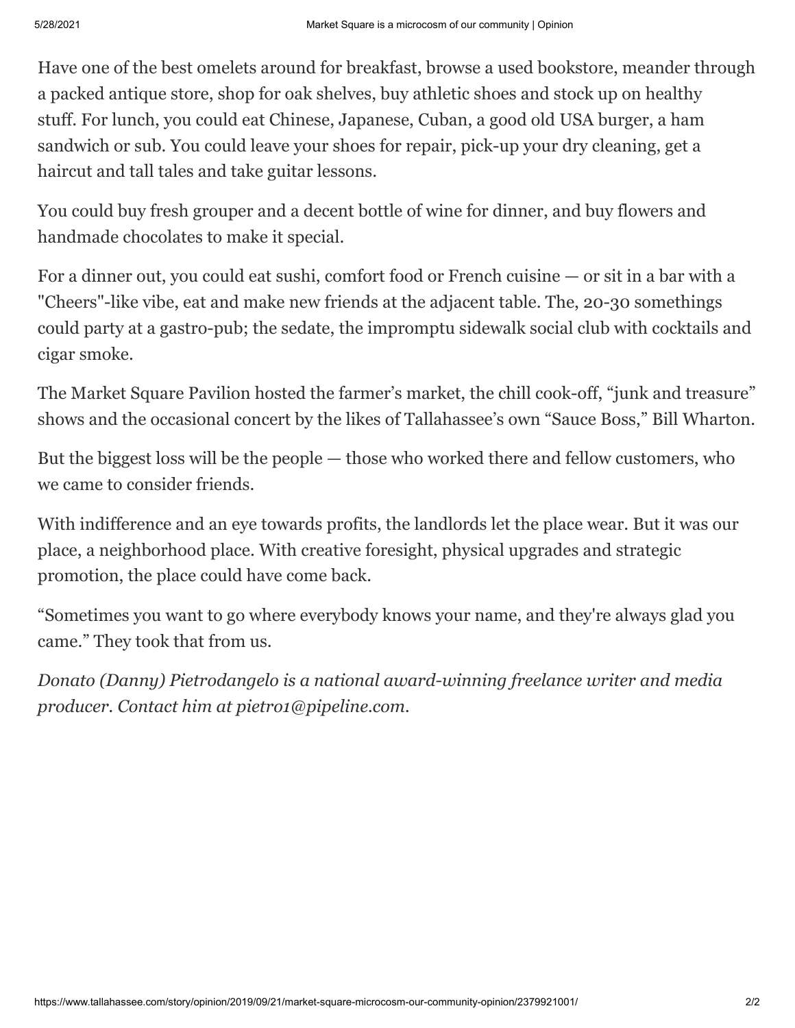Have one of the best omelets around for breakfast, browse a used bookstore, meander through a packed antique store, shop for oak shelves, buy athletic shoes and stock up on healthy stuff. For lunch, you could eat Chinese, Japanese, Cuban, a good old USA burger, a ham sandwich or sub. You could leave your shoes for repair, pick-up your dry cleaning, get a haircut and tall tales and take guitar lessons.

You could buy fresh grouper and a decent bottle of wine for dinner, and buy flowers and handmade chocolates to make it special.

For a dinner out, you could eat sushi, comfort food or French cuisine — or sit in a bar with a "Cheers"-like vibe, eat and make new friends at the adjacent table. The, 20-30 somethings could party at a gastro-pub; the sedate, the impromptu sidewalk social club with cocktails and cigar smoke.

The Market Square Pavilion hosted the farmer's market, the chill cook-off, "junk and treasure" shows and the occasional concert by the likes of Tallahassee's own "Sauce Boss," Bill Wharton.

But the biggest loss will be the people — those who worked there and fellow customers, who we came to consider friends.

With indifference and an eye towards profits, the landlords let the place wear. But it was our place, a neighborhood place. With creative foresight, physical upgrades and strategic promotion, the place could have come back.

"Sometimes you want to go where everybody knows your name, and they're always glad you came." They took that from us.

*Donato (Danny) Pietrodangelo is a national award-winning freelance writer and media producer. Contact him at pietro1@pipeline.com.*